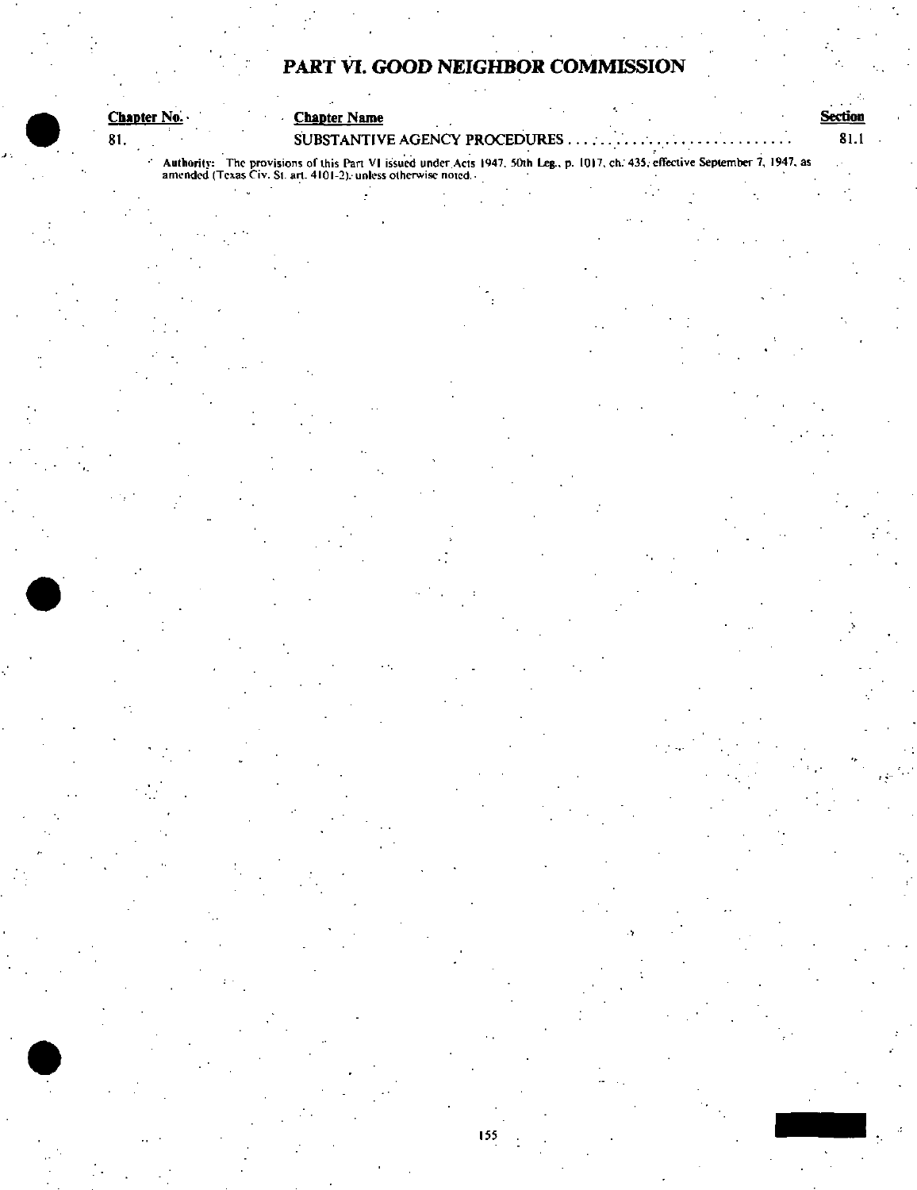# PART VI. GOOD NEIGHBOR COMMISSION

| Chapter No. | Chapter Name | Section |
|---|---|---|
| 81. | SUBSTANTIVE AGENCY PROCEDURES . . . . . . . . . . . . . . . . . . . . . . . . . . . . . . | 81.1 |

**Authority:** The provisions of this Part VI issued under Acts 1947, 50th Leg., p. 1017, ch. 435, effective September 7, 1947, as amended (Texas Civ. St. art. 4101-2), unless otherwise noted.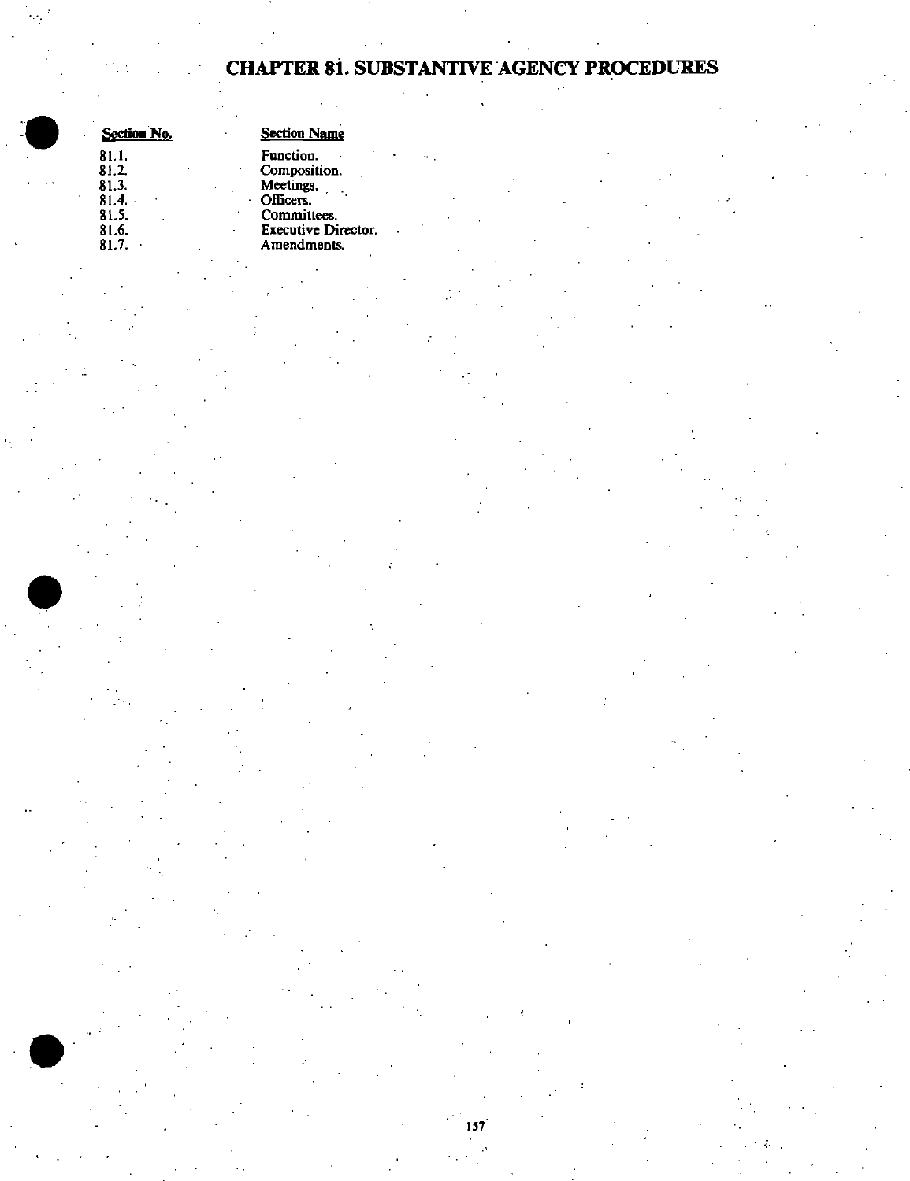# CHAPTER 81. SUBSTANTIVE AGENCY PROCEDURES

| Section No. | Section Name |
| --- | --- |
| 81.1. | Function. |
| 81.2. | Composition. |
| 81.3. | Meetings. |
| 81.4. | Officers. |
| 81.5. | Committees. |
| 81.6. | Executive Director. |
| 81.7. | Amendments. |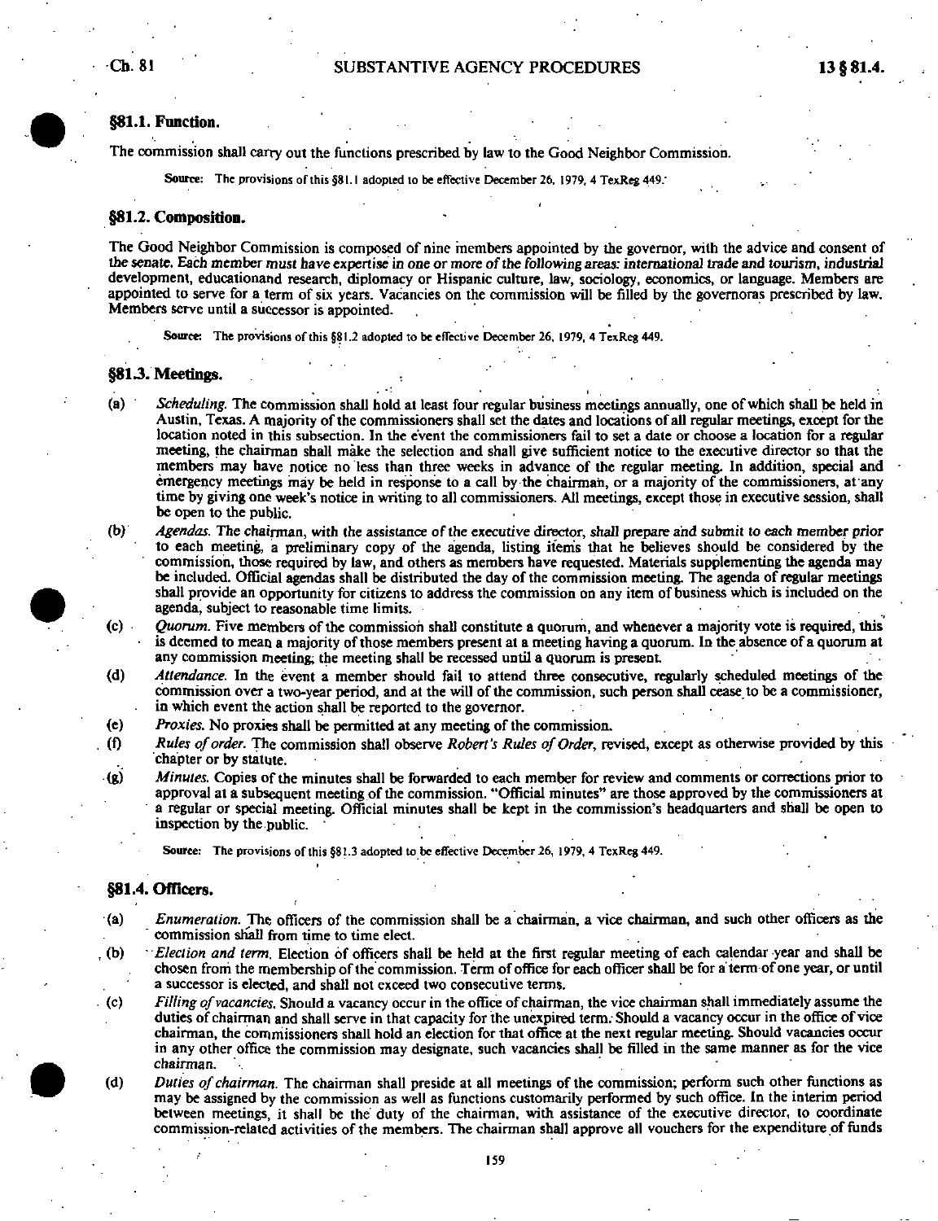## §81.1. Function.

The commission shall carry out the functions prescribed by law to the Good Neighbor Commission.

Source: The provisions of this §81.1 adopted to be effective December 26, 1979, 4 TexReg 449.

## §81.2. Composition.

The Good Neighbor Commission is composed of nine members appointed by the governor, with the advice and consent of the senate. Each member must have expertise in one or more of the following areas: international trade and tourism, industrial development, educationand research, diplomacy or Hispanic culture, law, sociology, economics, or language. Members are appointed to serve for a term of six years. Vacancies on the commission will be filled by the governoras prescribed by law. Members serve until a successor is appointed.

Source: The provisions of this §81.2 adopted to be effective December 26, 1979, 4 TexReg 449.

## §81.3. Meetings.

(a) *Scheduling.* The commission shall hold at least four regular business meetings annually, one of which shall be held in Austin, Texas. A majority of the commissioners shall set the dates and locations of all regular meetings, except for the location noted in this subsection. In the event the commissioners fail to set a date or choose a location for a regular meeting, the chairman shall make the selection and shall give sufficient notice to the executive director so that the members may have notice no less than three weeks in advance of the regular meeting. In addition, special and emergency meetings may be held in response to a call by the chairman, or a majority of the commissioners, at any time by giving one week's notice in writing to all commissioners. All meetings, except those in executive session, shall be open to the public.

(b) *Agendas.* The chairman, with the assistance of the executive director, shall prepare and submit to each member prior to each meeting, a preliminary copy of the agenda, listing items that he believes should be considered by the commission, those required by law, and others as members have requested. Materials supplementing the agenda may be included. Official agendas shall be distributed the day of the commission meeting. The agenda of regular meetings shall provide an opportunity for citizens to address the commission on any item of business which is included on the agenda, subject to reasonable time limits.

(c) *Quorum.* Five members of the commission shall constitute a quorum, and whenever a majority vote is required, this is deemed to mean a majority of those members present at a meeting having a quorum. In the absence of a quorum at any commission meeting, the meeting shall be recessed until a quorum is present.

(d) *Attendance.* In the event a member should fail to attend three consecutive, regularly scheduled meetings of the commission over a two-year period, and at the will of the commission, such person shall cease to be a commissioner, in which event the action shall be reported to the governor.

(e) *Proxies.* No proxies shall be permitted at any meeting of the commission.

(f) *Rules of order.* The commission shall observe *Robert's Rules of Order*, revised, except as otherwise provided by this chapter or by statute.

(g) *Minutes.* Copies of the minutes shall be forwarded to each member for review and comments or corrections prior to approval at a subsequent meeting of the commission. "Official minutes" are those approved by the commissioners at a regular or special meeting. Official minutes shall be kept in the commission's headquarters and shall be open to inspection by the public.

Source: The provisions of this §81.3 adopted to be effective December 26, 1979, 4 TexReg 449.

## §81.4. Officers.

(a) *Enumeration.* The officers of the commission shall be a chairman, a vice chairman, and such other officers as the commission shall from time to time elect.

(b) *Election and term.* Election of officers shall be held at the first regular meeting of each calendar year and shall be chosen from the membership of the commission. Term of office for each officer shall be for a term of one year, or until a successor is elected, and shall not exceed two consecutive terms.

(c) *Filling of vacancies.* Should a vacancy occur in the office of chairman, the vice chairman shall immediately assume the duties of chairman and shall serve in that capacity for the unexpired term. Should a vacancy occur in the office of vice chairman, the commissioners shall hold an election for that office at the next regular meeting. Should vacancies occur in any other office the commission may designate, such vacancies shall be filled in the same manner as for the vice chairman.

(d) *Duties of chairman.* The chairman shall preside at all meetings of the commission; perform such other functions as may be assigned by the commission as well as functions customarily performed by such office. In the interim period between meetings, it shall be the duty of the chairman, with assistance of the executive director, to coordinate commission-related activities of the members. The chairman shall approve all vouchers for the expenditure of funds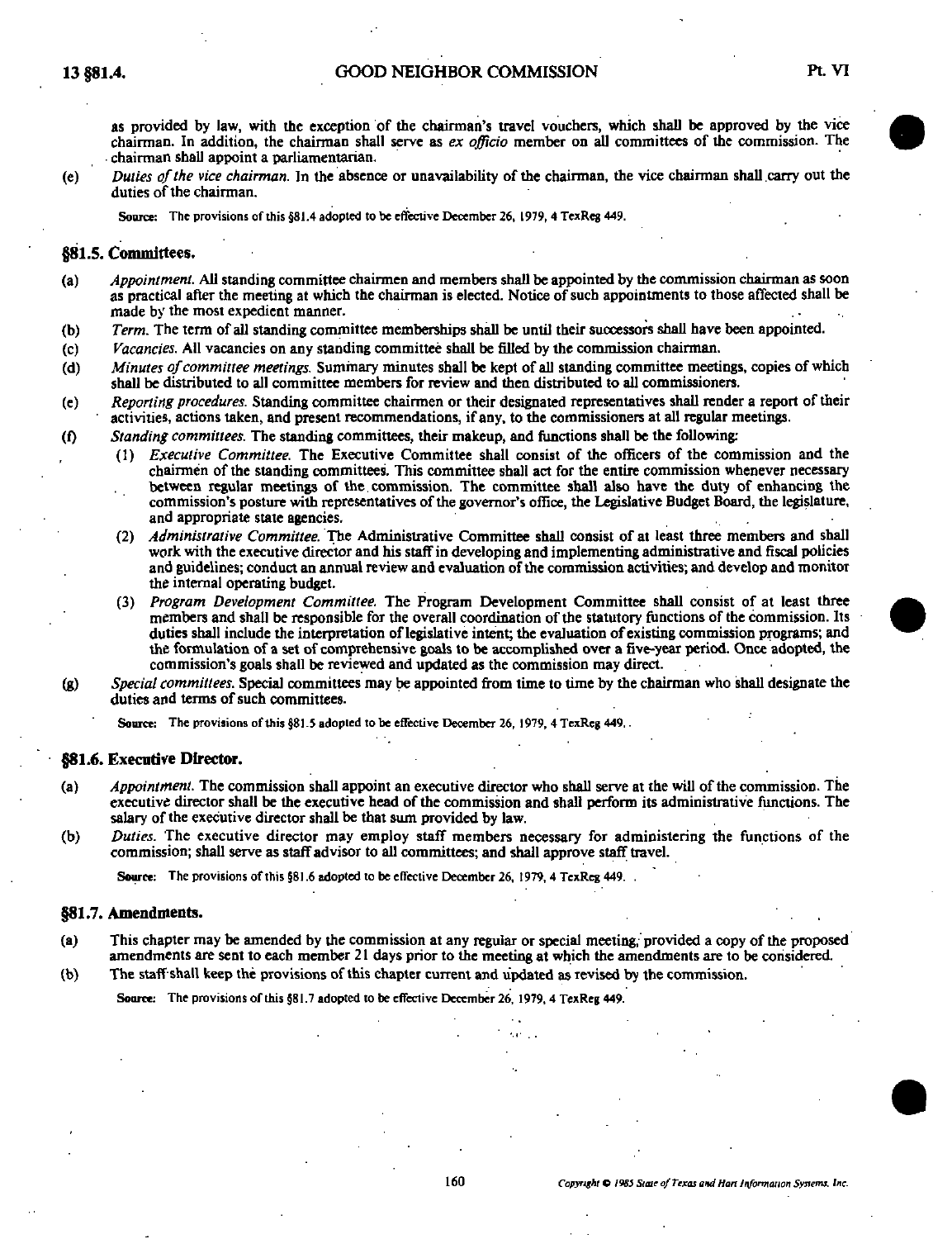as provided by law, with the exception of the chairman's travel vouchers, which shall be approved by the vice chairman. In addition, the chairman shall serve as *ex officio* member on all committees of the commission. The chairman shall appoint a parliamentarian.

(e) *Duties of the vice chairman.* In the absence or unavailability of the chairman, the vice chairman shall carry out the duties of the chairman.

**Source:** The provisions of this §81.4 adopted to be effective December 26, 1979, 4 TexReg 449.

### §81.5. Committees.

(a) *Appointment.* All standing committee chairmen and members shall be appointed by the commission chairman as soon as practical after the meeting at which the chairman is elected. Notice of such appointments to those affected shall be made by the most expedient manner.

(b) *Term.* The term of all standing committee memberships shall be until their successors shall have been appointed.

(c) *Vacancies.* All vacancies on any standing committee shall be filled by the commission chairman.

(d) *Minutes of committee meetings.* Summary minutes shall be kept of all standing committee meetings, copies of which shall be distributed to all committee members for review and then distributed to all commissioners.

(e) *Reporting procedures.* Standing committee chairmen or their designated representatives shall render a report of their activities, actions taken, and present recommendations, if any, to the commissioners at all regular meetings.

(f) *Standing committees.* The standing committees, their makeup, and functions shall be the following:

(1) *Executive Committee.* The Executive Committee shall consist of the officers of the commission and the chairmen of the standing committees. This committee shall act for the entire commission whenever necessary between regular meetings of the commission. The committee shall also have the duty of enhancing the commission's posture with representatives of the governor's office, the Legislative Budget Board, the legislature, and appropriate state agencies.

(2) *Administrative Committee.* The Administrative Committee shall consist of at least three members and shall work with the executive director and his staff in developing and implementing administrative and fiscal policies and guidelines; conduct an annual review and evaluation of the commission activities; and develop and monitor the internal operating budget.

(3) *Program Development Committee.* The Program Development Committee shall consist of at least three members and shall be responsible for the overall coordination of the statutory functions of the commission. Its duties shall include the interpretation of legislative intent; the evaluation of existing commission programs; and the formulation of a set of comprehensive goals to be accomplished over a five-year period. Once adopted, the commission's goals shall be reviewed and updated as the commission may direct.

(g) *Special committees.* Special committees may be appointed from time to time by the chairman who shall designate the duties and terms of such committees.

**Source:** The provisions of this §81.5 adopted to be effective December 26, 1979, 4 TexReg 449.

### §81.6. Executive Director.

(a) *Appointment.* The commission shall appoint an executive director who shall serve at the will of the commission. The executive director shall be the executive head of the commission and shall perform its administrative functions. The salary of the executive director shall be that sum provided by law.

(b) *Duties.* The executive director may employ staff members necessary for administering the functions of the commission; shall serve as staff advisor to all committees; and shall approve staff travel.

**Source:** The provisions of this §81.6 adopted to be effective December 26, 1979, 4 TexReg 449.

### §81.7. Amendments.

(a) This chapter may be amended by the commission at any regular or special meeting, provided a copy of the proposed amendments are sent to each member 21 days prior to the meeting at which the amendments are to be considered.

(b) The staff shall keep the provisions of this chapter current and updated as revised by the commission.

**Source:** The provisions of this §81.7 adopted to be effective December 26, 1979, 4 TexReg 449.